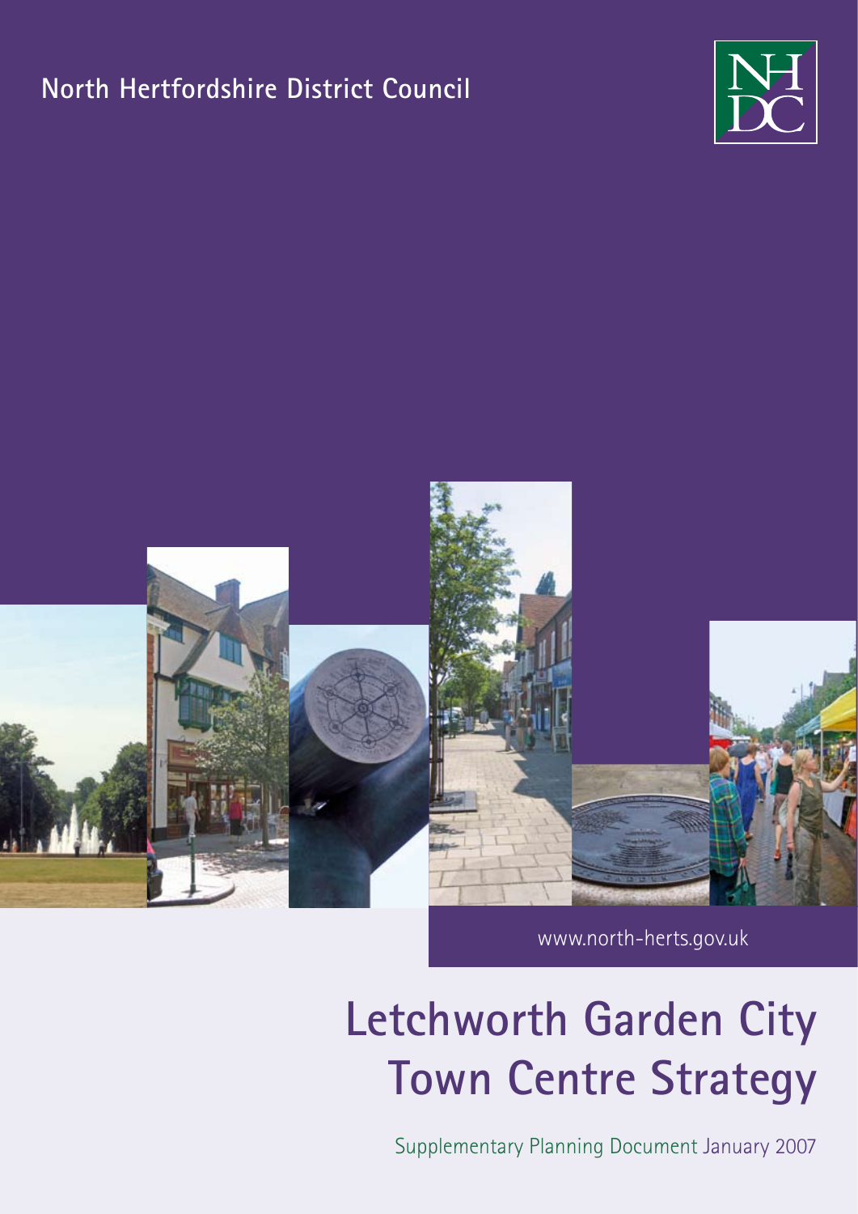North Hertfordshire District Council

NHDC

www.north-herts.gov.uk

# Letchworth Garden City Town Centre Strategy

Supplementary Planning Document January 2007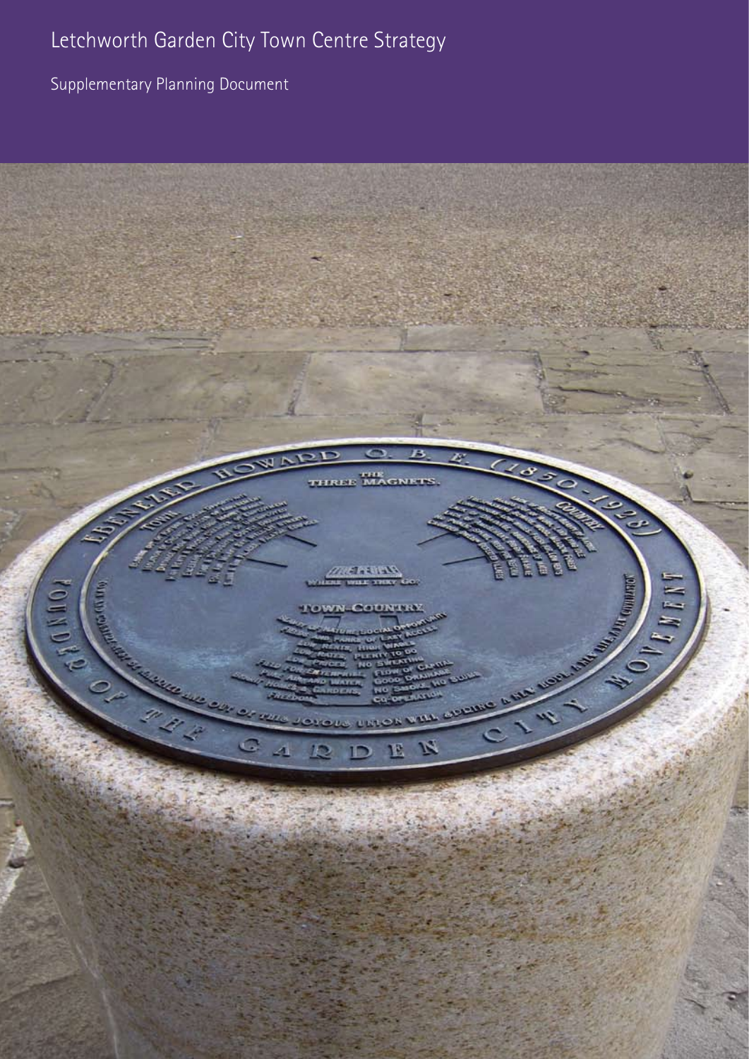# Letchworth Garden City Town Centre Strategy

Supplementary Planning Document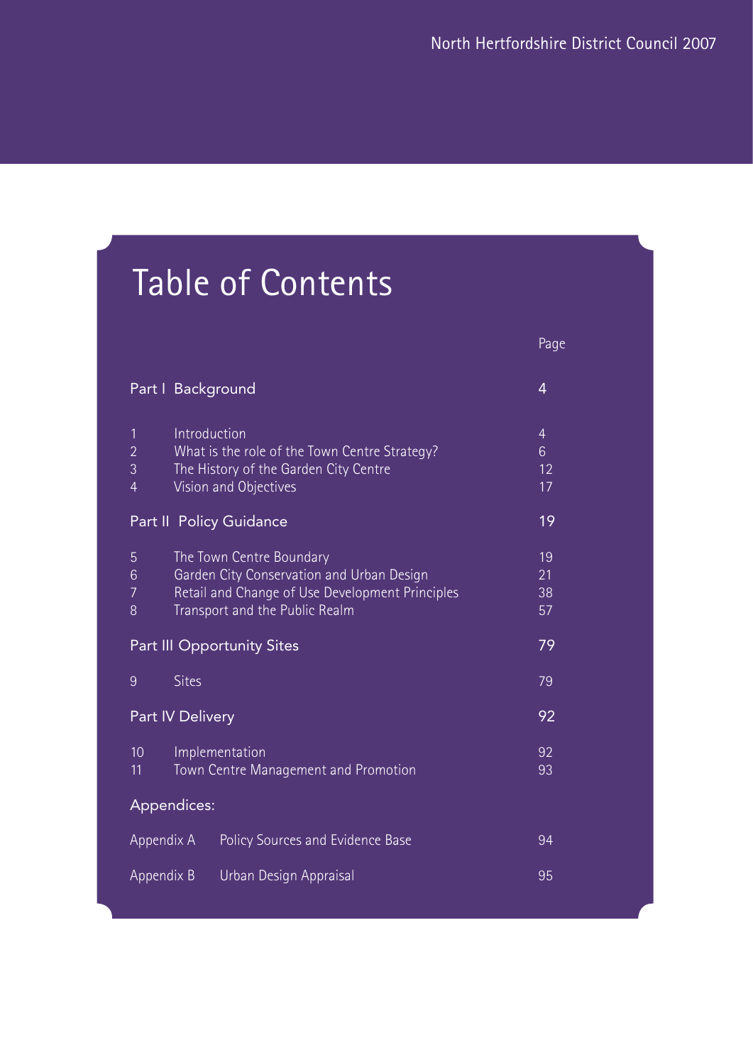# Table of Contents

| | | Page |
|---|---|---|
| **Part I Background** | | **4** |
| 1 | Introduction | 4 |
| 2 | What is the role of the Town Centre Strategy? | 6 |
| 3 | The History of the Garden City Centre | 12 |
| 4 | Vision and Objectives | 17 |
| **Part II Policy Guidance** | | **19** |
| 5 | The Town Centre Boundary | 19 |
| 6 | Garden City Conservation and Urban Design | 21 |
| 7 | Retail and Change of Use Development Principles | 38 |
| 8 | Transport and the Public Realm | 57 |
| **Part III Opportunity Sites** | | **79** |
| 9 | Sites | 79 |
| **Part IV Delivery** | | **92** |
| 10 | Implementation | 92 |
| 11 | Town Centre Management and Promotion | 93 |
| **Appendices:** | | |
| Appendix A | Policy Sources and Evidence Base | 94 |
| Appendix B | Urban Design Appraisal | 95 |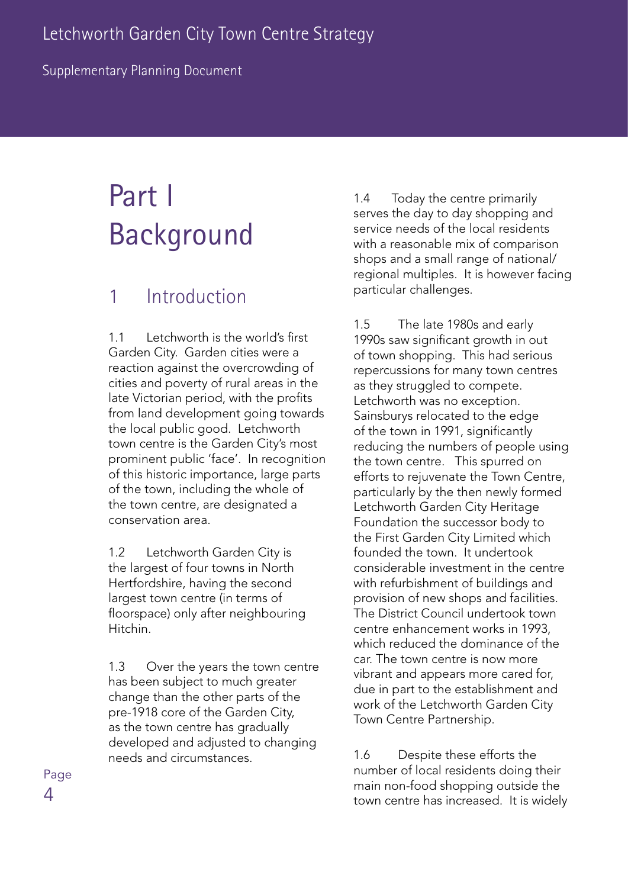# Part I Background

## 1 Introduction

1.1 Letchworth is the world's first Garden City. Garden cities were a reaction against the overcrowding of cities and poverty of rural areas in the late Victorian period, with the profits from land development going towards the local public good. Letchworth town centre is the Garden City's most prominent public 'face'. In recognition of this historic importance, large parts of the town, including the whole of the town centre, are designated a conservation area.

1.2 Letchworth Garden City is the largest of four towns in North Hertfordshire, having the second largest town centre (in terms of floorspace) only after neighbouring Hitchin.

1.3 Over the years the town centre has been subject to much greater change than the other parts of the pre-1918 core of the Garden City, as the town centre has gradually developed and adjusted to changing needs and circumstances.

1.4 Today the centre primarily serves the day to day shopping and service needs of the local residents with a reasonable mix of comparison shops and a small range of national/regional multiples. It is however facing particular challenges.

1.5 The late 1980s and early 1990s saw significant growth in out of town shopping. This had serious repercussions for many town centres as they struggled to compete. Letchworth was no exception. Sainsburys relocated to the edge of the town in 1991, significantly reducing the numbers of people using the town centre. This spurred on efforts to rejuvenate the Town Centre, particularly by the then newly formed Letchworth Garden City Heritage Foundation the successor body to the First Garden City Limited which founded the town. It undertook considerable investment in the centre with refurbishment of buildings and provision of new shops and facilities. The District Council undertook town centre enhancement works in 1993, which reduced the dominance of the car. The town centre is now more vibrant and appears more cared for, due in part to the establishment and work of the Letchworth Garden City Town Centre Partnership.

1.6 Despite these efforts the number of local residents doing their main non-food shopping outside the town centre has increased. It is widely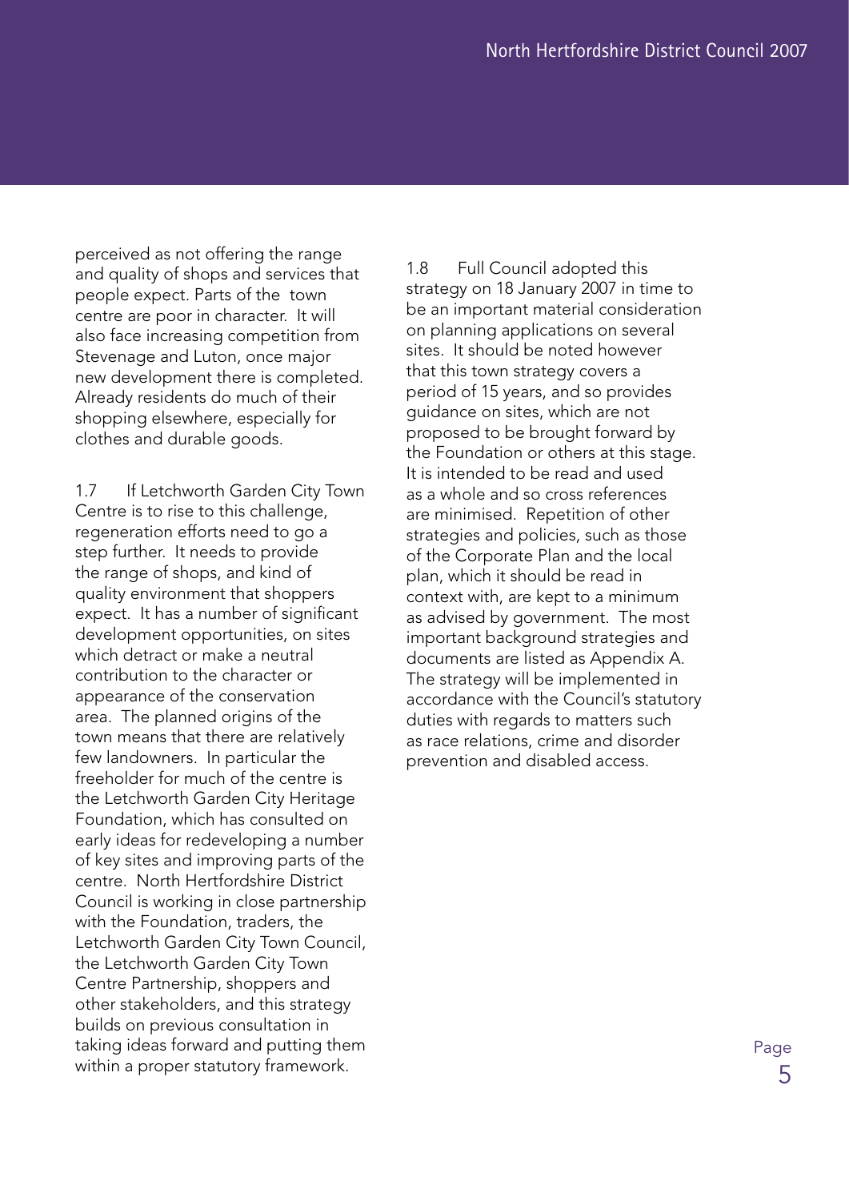perceived as not offering the range and quality of shops and services that people expect. Parts of the town centre are poor in character. It will also face increasing competition from Stevenage and Luton, once major new development there is completed. Already residents do much of their shopping elsewhere, especially for clothes and durable goods.

1.7 If Letchworth Garden City Town Centre is to rise to this challenge, regeneration efforts need to go a step further. It needs to provide the range of shops, and kind of quality environment that shoppers expect. It has a number of significant development opportunities, on sites which detract or make a neutral contribution to the character or appearance of the conservation area. The planned origins of the town means that there are relatively few landowners. In particular the freeholder for much of the centre is the Letchworth Garden City Heritage Foundation, which has consulted on early ideas for redeveloping a number of key sites and improving parts of the centre. North Hertfordshire District Council is working in close partnership with the Foundation, traders, the Letchworth Garden City Town Council, the Letchworth Garden City Town Centre Partnership, shoppers and other stakeholders, and this strategy builds on previous consultation in taking ideas forward and putting them within a proper statutory framework.

1.8 Full Council adopted this strategy on 18 January 2007 in time to be an important material consideration on planning applications on several sites. It should be noted however that this town strategy covers a period of 15 years, and so provides guidance on sites, which are not proposed to be brought forward by the Foundation or others at this stage. It is intended to be read and used as a whole and so cross references are minimised. Repetition of other strategies and policies, such as those of the Corporate Plan and the local plan, which it should be read in context with, are kept to a minimum as advised by government. The most important background strategies and documents are listed as Appendix A. The strategy will be implemented in accordance with the Council's statutory duties with regards to matters such as race relations, crime and disorder prevention and disabled access.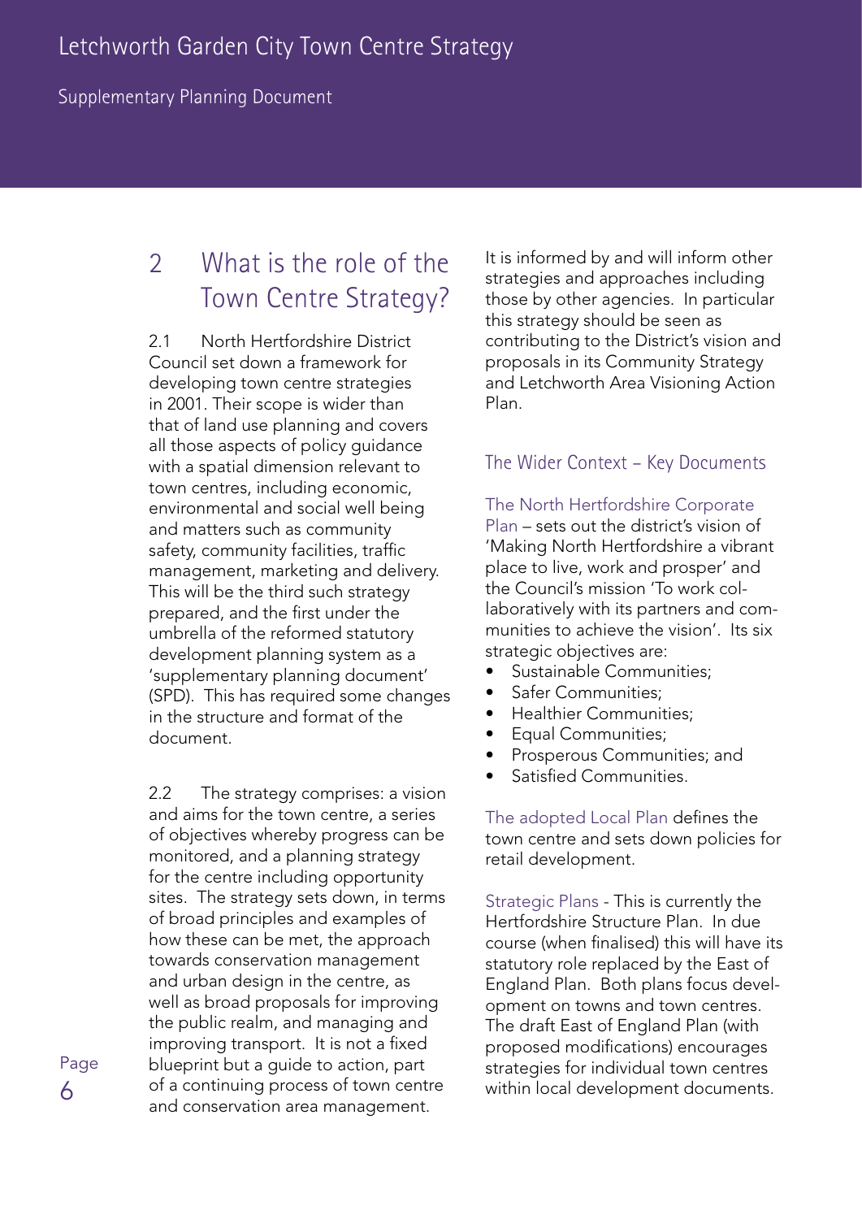## 2 What is the role of the Town Centre Strategy?

2.1 North Hertfordshire District Council set down a framework for developing town centre strategies in 2001. Their scope is wider than that of land use planning and covers all those aspects of policy guidance with a spatial dimension relevant to town centres, including economic, environmental and social well being and matters such as community safety, community facilities, traffic management, marketing and delivery. This will be the third such strategy prepared, and the first under the umbrella of the reformed statutory development planning system as a 'supplementary planning document' (SPD). This has required some changes in the structure and format of the document.

2.2 The strategy comprises: a vision and aims for the town centre, a series of objectives whereby progress can be monitored, and a planning strategy for the centre including opportunity sites. The strategy sets down, in terms of broad principles and examples of how these can be met, the approach towards conservation management and urban design in the centre, as well as broad proposals for improving the public realm, and managing and improving transport. It is not a fixed blueprint but a guide to action, part of a continuing process of town centre and conservation area management. It is informed by and will inform other strategies and approaches including those by other agencies. In particular this strategy should be seen as contributing to the District's vision and proposals in its Community Strategy and Letchworth Area Visioning Action Plan.

### The Wider Context – Key Documents

The North Hertfordshire Corporate Plan – sets out the district's vision of 'Making North Hertfordshire a vibrant place to live, work and prosper' and the Council's mission 'To work collaboratively with its partners and communities to achieve the vision'. Its six strategic objectives are:

- Sustainable Communities;
- Safer Communities;
- Healthier Communities;
- Equal Communities;
- Prosperous Communities; and
- Satisfied Communities.

The adopted Local Plan defines the town centre and sets down policies for retail development.

Strategic Plans - This is currently the Hertfordshire Structure Plan. In due course (when finalised) this will have its statutory role replaced by the East of England Plan. Both plans focus development on towns and town centres. The draft East of England Plan (with proposed modifications) encourages strategies for individual town centres within local development documents.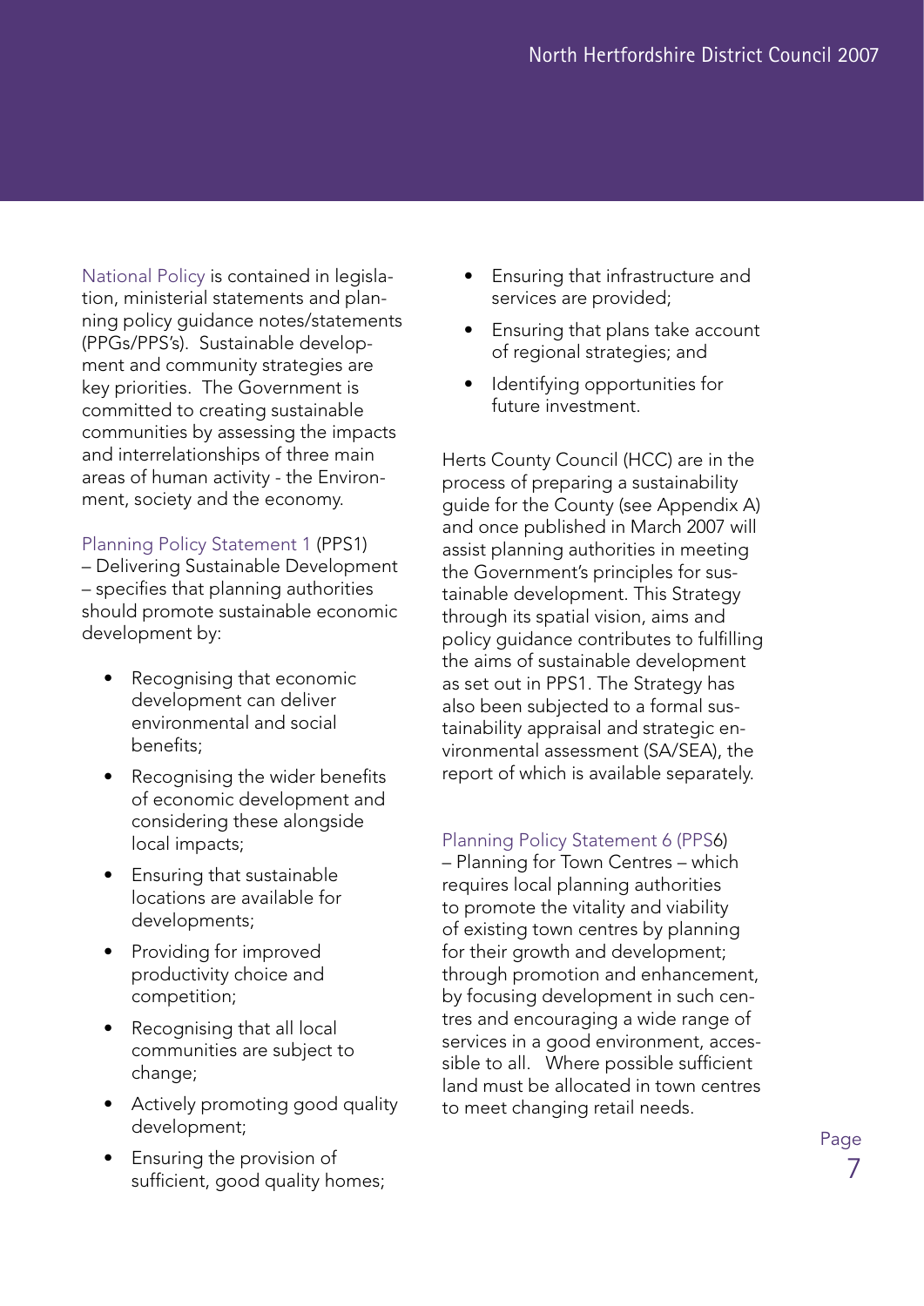National Policy is contained in legislation, ministerial statements and planning policy guidance notes/statements (PPGs/PPS's). Sustainable development and community strategies are key priorities. The Government is committed to creating sustainable communities by assessing the impacts and interrelationships of three main areas of human activity - the Environment, society and the economy.

Planning Policy Statement 1 (PPS1) – Delivering Sustainable Development – specifies that planning authorities should promote sustainable economic development by:

- Recognising that economic development can deliver environmental and social benefits;
- Recognising the wider benefits of economic development and considering these alongside local impacts;
- Ensuring that sustainable locations are available for developments;
- Providing for improved productivity choice and competition;
- Recognising that all local communities are subject to change;
- Actively promoting good quality development;
- Ensuring the provision of sufficient, good quality homes;
- Ensuring that infrastructure and services are provided;
- Ensuring that plans take account of regional strategies; and
- Identifying opportunities for future investment.

Herts County Council (HCC) are in the process of preparing a sustainability guide for the County (see Appendix A) and once published in March 2007 will assist planning authorities in meeting the Government's principles for sustainable development. This Strategy through its spatial vision, aims and policy guidance contributes to fulfilling the aims of sustainable development as set out in PPS1. The Strategy has also been subjected to a formal sustainability appraisal and strategic environmental assessment (SA/SEA), the report of which is available separately.

Planning Policy Statement 6 (PPS6) – Planning for Town Centres – which requires local planning authorities to promote the vitality and viability of existing town centres by planning for their growth and development; through promotion and enhancement, by focusing development in such centres and encouraging a wide range of services in a good environment, accessible to all. Where possible sufficient land must be allocated in town centres to meet changing retail needs.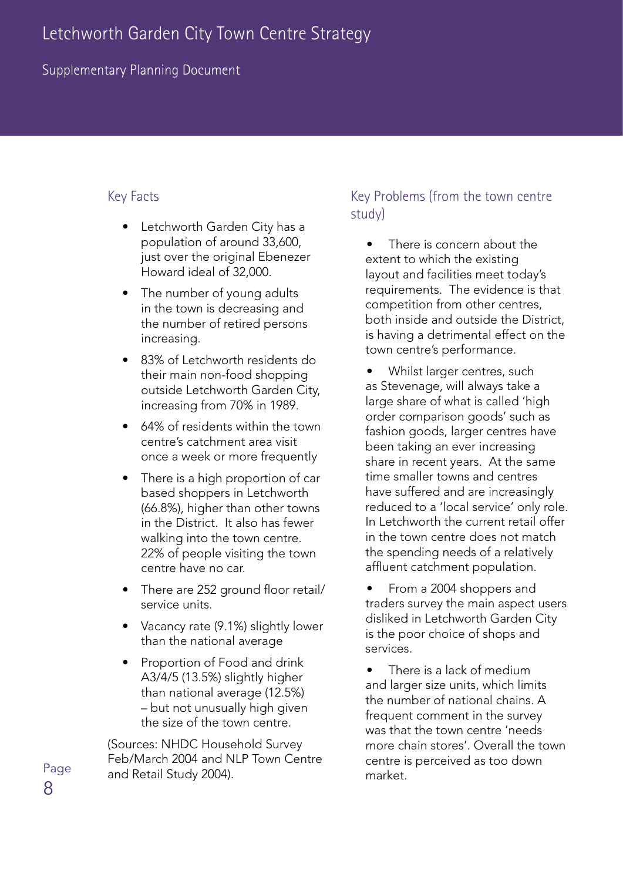## Key Facts

- Letchworth Garden City has a population of around 33,600, just over the original Ebenezer Howard ideal of 32,000.
- The number of young adults in the town is decreasing and the number of retired persons increasing.
- 83% of Letchworth residents do their main non-food shopping outside Letchworth Garden City, increasing from 70% in 1989.
- 64% of residents within the town centre's catchment area visit once a week or more frequently
- There is a high proportion of car based shoppers in Letchworth (66.8%), higher than other towns in the District. It also has fewer walking into the town centre. 22% of people visiting the town centre have no car.
- There are 252 ground floor retail/ service units.
- Vacancy rate (9.1%) slightly lower than the national average
- Proportion of Food and drink A3/4/5 (13.5%) slightly higher than national average (12.5%) – but not unusually high given the size of the town centre.

(Sources: NHDC Household Survey Feb/March 2004 and NLP Town Centre and Retail Study 2004).

## Key Problems (from the town centre study)

- There is concern about the extent to which the existing layout and facilities meet today's requirements. The evidence is that competition from other centres, both inside and outside the District, is having a detrimental effect on the town centre's performance.
- Whilst larger centres, such as Stevenage, will always take a large share of what is called 'high order comparison goods' such as fashion goods, larger centres have been taking an ever increasing share in recent years. At the same time smaller towns and centres have suffered and are increasingly reduced to a 'local service' only role. In Letchworth the current retail offer in the town centre does not match the spending needs of a relatively affluent catchment population.
- From a 2004 shoppers and traders survey the main aspect users disliked in Letchworth Garden City is the poor choice of shops and services.
- There is a lack of medium and larger size units, which limits the number of national chains. A frequent comment in the survey was that the town centre 'needs more chain stores'. Overall the town centre is perceived as too down market.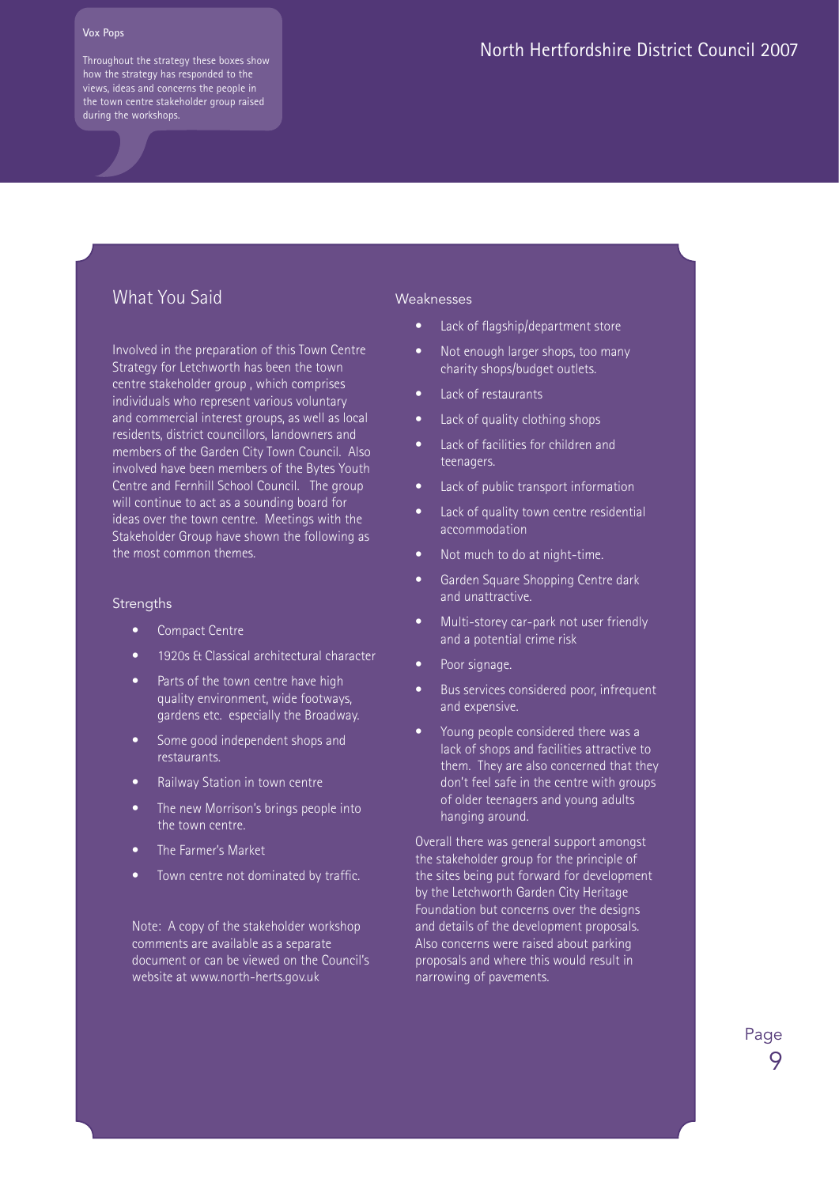Vox Pops

Throughout the strategy these boxes show how the strategy has responded to the views, ideas and concerns the people in the town centre stakeholder group raised during the workshops.

## What You Said

Involved in the preparation of this Town Centre Strategy for Letchworth has been the town centre stakeholder group , which comprises individuals who represent various voluntary and commercial interest groups, as well as local residents, district councillors, landowners and members of the Garden City Town Council. Also involved have been members of the Bytes Youth Centre and Fernhill School Council. The group will continue to act as a sounding board for ideas over the town centre. Meetings with the Stakeholder Group have shown the following as the most common themes.

### Strengths

- Compact Centre
- 1920s & Classical architectural character
- Parts of the town centre have high quality environment, wide footways, gardens etc. especially the Broadway.
- Some good independent shops and restaurants.
- Railway Station in town centre
- The new Morrison's brings people into the town centre.
- The Farmer's Market
- Town centre not dominated by traffic.

Note: A copy of the stakeholder workshop comments are available as a separate document or can be viewed on the Council's website at www.north-herts.gov.uk

### Weaknesses

- Lack of flagship/department store
- Not enough larger shops, too many charity shops/budget outlets.
- Lack of restaurants
- Lack of quality clothing shops
- Lack of facilities for children and teenagers.
- Lack of public transport information
- Lack of quality town centre residential accommodation
- Not much to do at night-time.
- Garden Square Shopping Centre dark and unattractive.
- Multi-storey car-park not user friendly and a potential crime risk
- Poor signage.
- Bus services considered poor, infrequent and expensive.
- Young people considered there was a lack of shops and facilities attractive to them. They are also concerned that they don't feel safe in the centre with groups of older teenagers and young adults hanging around.

Overall there was general support amongst the stakeholder group for the principle of the sites being put forward for development by the Letchworth Garden City Heritage Foundation but concerns over the designs and details of the development proposals. Also concerns were raised about parking proposals and where this would result in narrowing of pavements.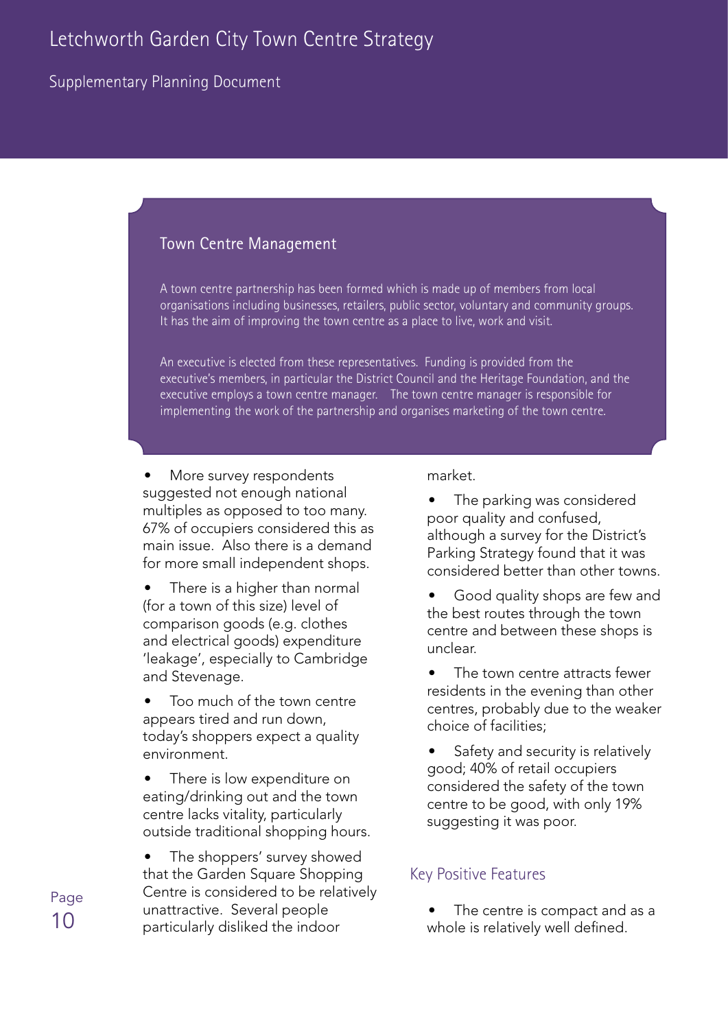## Town Centre Management

A town centre partnership has been formed which is made up of members from local organisations including businesses, retailers, public sector, voluntary and community groups. It has the aim of improving the town centre as a place to live, work and visit.

An executive is elected from these representatives. Funding is provided from the executive's members, in particular the District Council and the Heritage Foundation, and the executive employs a town centre manager. The town centre manager is responsible for implementing the work of the partnership and organises marketing of the town centre.

- More survey respondents suggested not enough national multiples as opposed to too many. 67% of occupiers considered this as main issue. Also there is a demand for more small independent shops.
- There is a higher than normal (for a town of this size) level of comparison goods (e.g. clothes and electrical goods) expenditure 'leakage', especially to Cambridge and Stevenage.
- Too much of the town centre appears tired and run down, today's shoppers expect a quality environment.
- There is low expenditure on eating/drinking out and the town centre lacks vitality, particularly outside traditional shopping hours.
- The shoppers' survey showed that the Garden Square Shopping Centre is considered to be relatively unattractive. Several people particularly disliked the indoor market.
- The parking was considered poor quality and confused, although a survey for the District's Parking Strategy found that it was considered better than other towns.
- Good quality shops are few and the best routes through the town centre and between these shops is unclear.
- The town centre attracts fewer residents in the evening than other centres, probably due to the weaker choice of facilities;
- Safety and security is relatively good; 40% of retail occupiers considered the safety of the town centre to be good, with only 19% suggesting it was poor.

### Key Positive Features

- The centre is compact and as a whole is relatively well defined.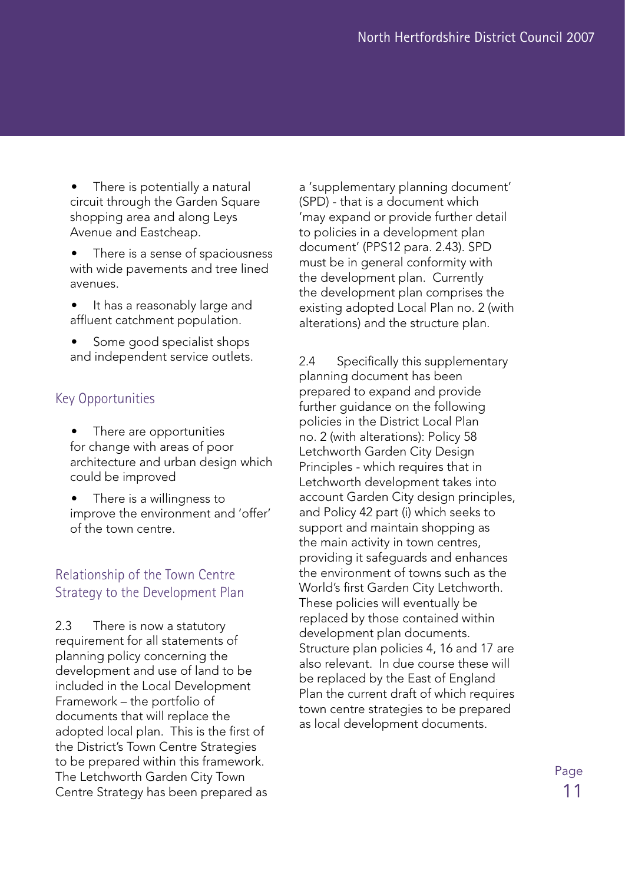- There is potentially a natural circuit through the Garden Square shopping area and along Leys Avenue and Eastcheap.
- There is a sense of spaciousness with wide pavements and tree lined avenues.
- It has a reasonably large and affluent catchment population.
- Some good specialist shops and independent service outlets.

### Key Opportunities

- There are opportunities for change with areas of poor architecture and urban design which could be improved
- There is a willingness to improve the environment and 'offer' of the town centre.

### Relationship of the Town Centre Strategy to the Development Plan

2.3 There is now a statutory requirement for all statements of planning policy concerning the development and use of land to be included in the Local Development Framework – the portfolio of documents that will replace the adopted local plan. This is the first of the District's Town Centre Strategies to be prepared within this framework. The Letchworth Garden City Town Centre Strategy has been prepared as a 'supplementary planning document' (SPD) - that is a document which 'may expand or provide further detail to policies in a development plan document' (PPS12 para. 2.43). SPD must be in general conformity with the development plan. Currently the development plan comprises the existing adopted Local Plan no. 2 (with alterations) and the structure plan.

2.4 Specifically this supplementary planning document has been prepared to expand and provide further guidance on the following policies in the District Local Plan no. 2 (with alterations): Policy 58 Letchworth Garden City Design Principles - which requires that in Letchworth development takes into account Garden City design principles, and Policy 42 part (i) which seeks to support and maintain shopping as the main activity in town centres, providing it safeguards and enhances the environment of towns such as the World's first Garden City Letchworth. These policies will eventually be replaced by those contained within development plan documents. Structure plan policies 4, 16 and 17 are also relevant. In due course these will be replaced by the East of England Plan the current draft of which requires town centre strategies to be prepared as local development documents.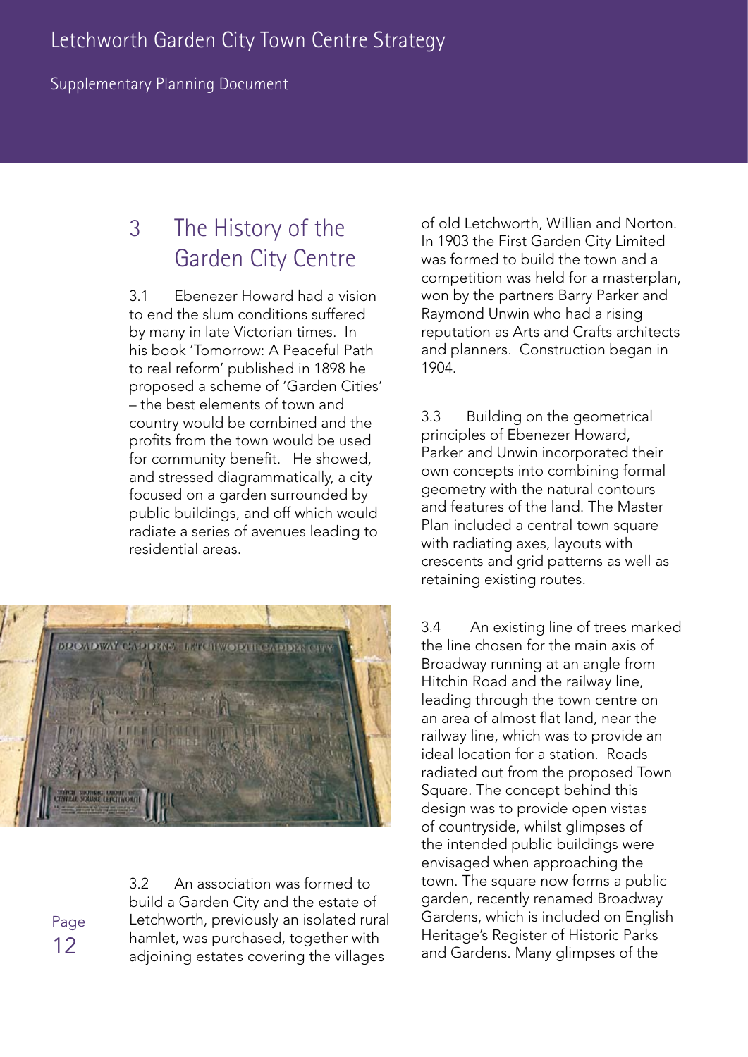## 3 The History of the Garden City Centre

3.1 Ebenezer Howard had a vision to end the slum conditions suffered by many in late Victorian times. In his book 'Tomorrow: A Peaceful Path to real reform' published in 1898 he proposed a scheme of 'Garden Cities' – the best elements of town and country would be combined and the profits from the town would be used for community benefit. He showed, and stressed diagrammatically, a city focused on a garden surrounded by public buildings, and off which would radiate a series of avenues leading to residential areas.

3.2 An association was formed to build a Garden City and the estate of Letchworth, previously an isolated rural hamlet, was purchased, together with adjoining estates covering the villages of old Letchworth, Willian and Norton. In 1903 the First Garden City Limited was formed to build the town and a competition was held for a masterplan, won by the partners Barry Parker and Raymond Unwin who had a rising reputation as Arts and Crafts architects and planners. Construction began in 1904.

3.3 Building on the geometrical principles of Ebenezer Howard, Parker and Unwin incorporated their own concepts into combining formal geometry with the natural contours and features of the land. The Master Plan included a central town square with radiating axes, layouts with crescents and grid patterns as well as retaining existing routes.

3.4 An existing line of trees marked the line chosen for the main axis of Broadway running at an angle from Hitchin Road and the railway line, leading through the town centre on an area of almost flat land, near the railway line, which was to provide an ideal location for a station. Roads radiated out from the proposed Town Square. The concept behind this design was to provide open vistas of countryside, whilst glimpses of the intended public buildings were envisaged when approaching the town. The square now forms a public garden, recently renamed Broadway Gardens, which is included on English Heritage's Register of Historic Parks and Gardens. Many glimpses of the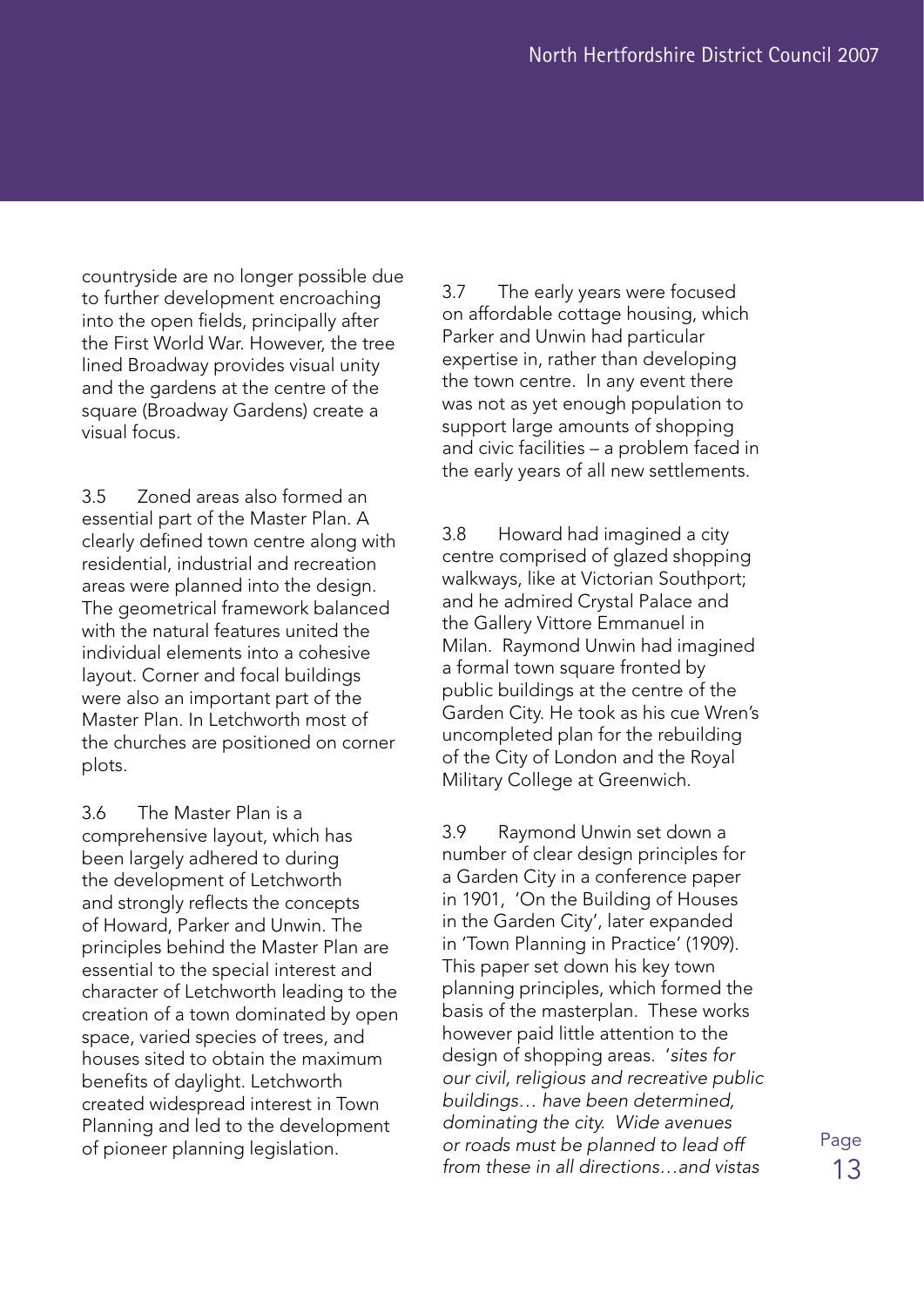countryside are no longer possible due to further development encroaching into the open fields, principally after the First World War. However, the tree lined Broadway provides visual unity and the gardens at the centre of the square (Broadway Gardens) create a visual focus.

3.5 Zoned areas also formed an essential part of the Master Plan. A clearly defined town centre along with residential, industrial and recreation areas were planned into the design. The geometrical framework balanced with the natural features united the individual elements into a cohesive layout. Corner and focal buildings were also an important part of the Master Plan. In Letchworth most of the churches are positioned on corner plots.

3.6 The Master Plan is a comprehensive layout, which has been largely adhered to during the development of Letchworth and strongly reflects the concepts of Howard, Parker and Unwin. The principles behind the Master Plan are essential to the special interest and character of Letchworth leading to the creation of a town dominated by open space, varied species of trees, and houses sited to obtain the maximum benefits of daylight. Letchworth created widespread interest in Town Planning and led to the development of pioneer planning legislation.

3.7 The early years were focused on affordable cottage housing, which Parker and Unwin had particular expertise in, rather than developing the town centre. In any event there was not as yet enough population to support large amounts of shopping and civic facilities – a problem faced in the early years of all new settlements.

3.8 Howard had imagined a city centre comprised of glazed shopping walkways, like at Victorian Southport; and he admired Crystal Palace and the Gallery Vittore Emmanuel in Milan. Raymond Unwin had imagined a formal town square fronted by public buildings at the centre of the Garden City. He took as his cue Wren's uncompleted plan for the rebuilding of the City of London and the Royal Military College at Greenwich.

3.9 Raymond Unwin set down a number of clear design principles for a Garden City in a conference paper in 1901, 'On the Building of Houses in the Garden City', later expanded in 'Town Planning in Practice' (1909). This paper set down his key town planning principles, which formed the basis of the masterplan. These works however paid little attention to the design of shopping areas. '*sites for our civil, religious and recreative public buildings… have been determined, dominating the city. Wide avenues or roads must be planned to lead off from these in all directions…and vistas*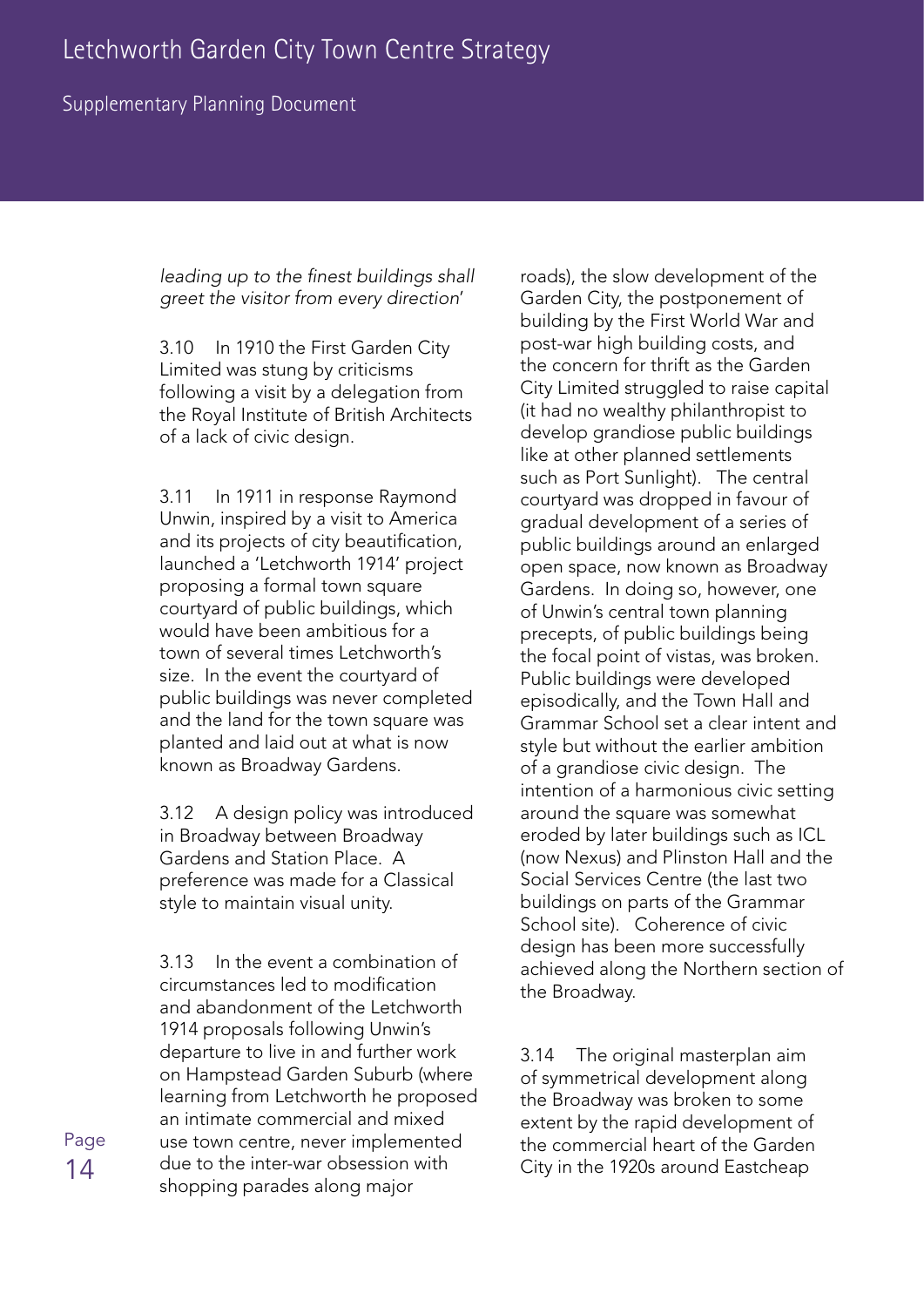*leading up to the finest buildings shall greet the visitor from every direction*'

3.10 In 1910 the First Garden City Limited was stung by criticisms following a visit by a delegation from the Royal Institute of British Architects of a lack of civic design.

3.11 In 1911 in response Raymond Unwin, inspired by a visit to America and its projects of city beautification, launched a 'Letchworth 1914' project proposing a formal town square courtyard of public buildings, which would have been ambitious for a town of several times Letchworth's size. In the event the courtyard of public buildings was never completed and the land for the town square was planted and laid out at what is now known as Broadway Gardens.

3.12 A design policy was introduced in Broadway between Broadway Gardens and Station Place. A preference was made for a Classical style to maintain visual unity.

3.13 In the event a combination of circumstances led to modification and abandonment of the Letchworth 1914 proposals following Unwin's departure to live in and further work on Hampstead Garden Suburb (where learning from Letchworth he proposed an intimate commercial and mixed use town centre, never implemented due to the inter-war obsession with shopping parades along major roads), the slow development of the Garden City, the postponement of building by the First World War and post-war high building costs, and the concern for thrift as the Garden City Limited struggled to raise capital (it had no wealthy philanthropist to develop grandiose public buildings like at other planned settlements such as Port Sunlight). The central courtyard was dropped in favour of gradual development of a series of public buildings around an enlarged open space, now known as Broadway Gardens. In doing so, however, one of Unwin's central town planning precepts, of public buildings being the focal point of vistas, was broken. Public buildings were developed episodically, and the Town Hall and Grammar School set a clear intent and style but without the earlier ambition of a grandiose civic design. The intention of a harmonious civic setting around the square was somewhat eroded by later buildings such as ICL (now Nexus) and Plinston Hall and the Social Services Centre (the last two buildings on parts of the Grammar School site). Coherence of civic design has been more successfully achieved along the Northern section of the Broadway.

3.14 The original masterplan aim of symmetrical development along the Broadway was broken to some extent by the rapid development of the commercial heart of the Garden City in the 1920s around Eastcheap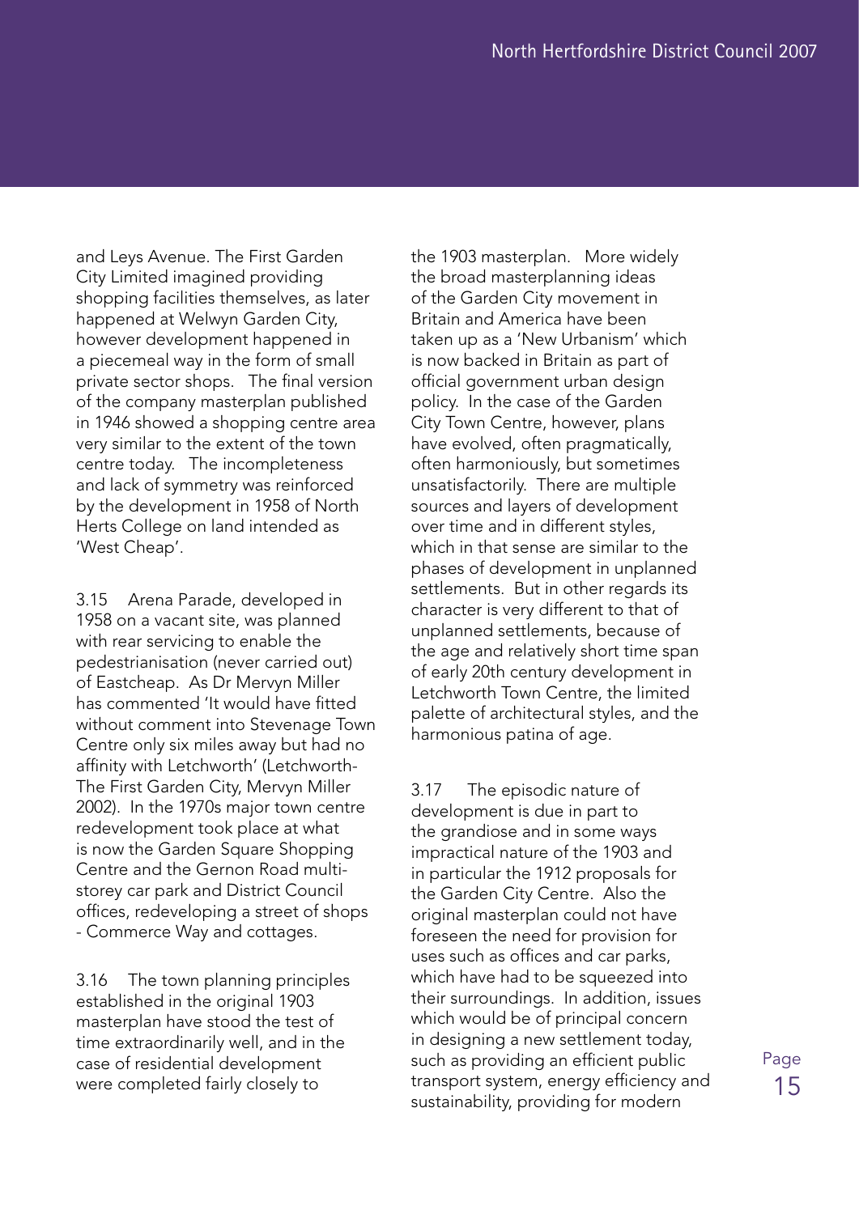and Leys Avenue. The First Garden City Limited imagined providing shopping facilities themselves, as later happened at Welwyn Garden City, however development happened in a piecemeal way in the form of small private sector shops. The final version of the company masterplan published in 1946 showed a shopping centre area very similar to the extent of the town centre today. The incompleteness and lack of symmetry was reinforced by the development in 1958 of North Herts College on land intended as 'West Cheap'.

3.15 Arena Parade, developed in 1958 on a vacant site, was planned with rear servicing to enable the pedestrianisation (never carried out) of Eastcheap. As Dr Mervyn Miller has commented 'It would have fitted without comment into Stevenage Town Centre only six miles away but had no affinity with Letchworth' (Letchworth- The First Garden City, Mervyn Miller 2002). In the 1970s major town centre redevelopment took place at what is now the Garden Square Shopping Centre and the Gernon Road multi-storey car park and District Council offices, redeveloping a street of shops - Commerce Way and cottages.

3.16 The town planning principles established in the original 1903 masterplan have stood the test of time extraordinarily well, and in the case of residential development were completed fairly closely to the 1903 masterplan. More widely the broad masterplanning ideas of the Garden City movement in Britain and America have been taken up as a 'New Urbanism' which is now backed in Britain as part of official government urban design policy. In the case of the Garden City Town Centre, however, plans have evolved, often pragmatically, often harmoniously, but sometimes unsatisfactorily. There are multiple sources and layers of development over time and in different styles, which in that sense are similar to the phases of development in unplanned settlements. But in other regards its character is very different to that of unplanned settlements, because of the age and relatively short time span of early 20th century development in Letchworth Town Centre, the limited palette of architectural styles, and the harmonious patina of age.

3.17 The episodic nature of development is due in part to the grandiose and in some ways impractical nature of the 1903 and in particular the 1912 proposals for the Garden City Centre. Also the original masterplan could not have foreseen the need for provision for uses such as offices and car parks, which have had to be squeezed into their surroundings. In addition, issues which would be of principal concern in designing a new settlement today, such as providing an efficient public transport system, energy efficiency and sustainability, providing for modern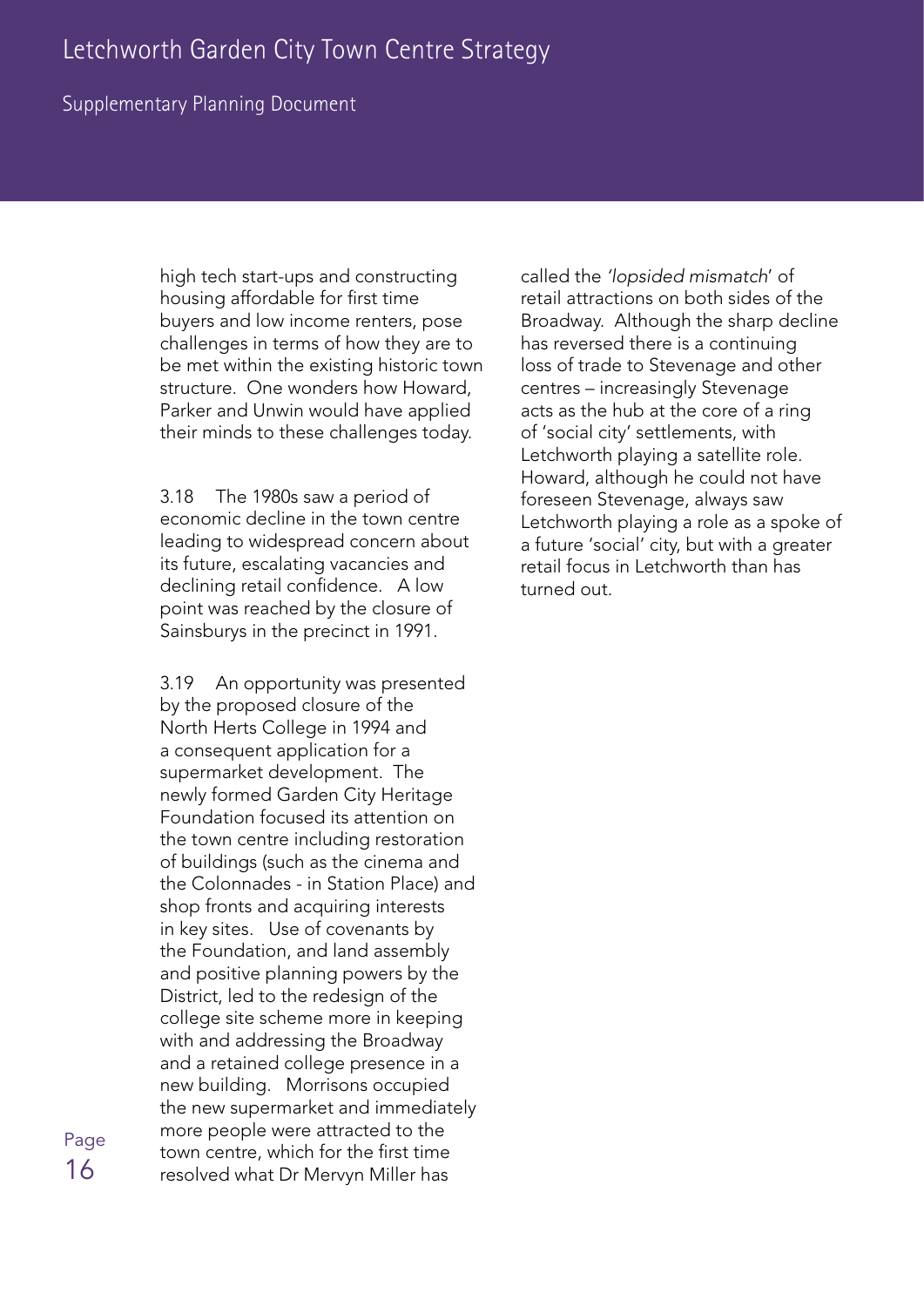high tech start-ups and constructing housing affordable for first time buyers and low income renters, pose challenges in terms of how they are to be met within the existing historic town structure. One wonders how Howard, Parker and Unwin would have applied their minds to these challenges today.

3.18 The 1980s saw a period of economic decline in the town centre leading to widespread concern about its future, escalating vacancies and declining retail confidence. A low point was reached by the closure of Sainsburys in the precinct in 1991.

3.19 An opportunity was presented by the proposed closure of the North Herts College in 1994 and a consequent application for a supermarket development. The newly formed Garden City Heritage Foundation focused its attention on the town centre including restoration of buildings (such as the cinema and the Colonnades - in Station Place) and shop fronts and acquiring interests in key sites. Use of covenants by the Foundation, and land assembly and positive planning powers by the District, led to the redesign of the college site scheme more in keeping with and addressing the Broadway and a retained college presence in a new building. Morrisons occupied the new supermarket and immediately more people were attracted to the town centre, which for the first time resolved what Dr Mervyn Miller has called the *'lopsided mismatch'* of retail attractions on both sides of the Broadway. Although the sharp decline has reversed there is a continuing loss of trade to Stevenage and other centres – increasingly Stevenage acts as the hub at the core of a ring of 'social city' settlements, with Letchworth playing a satellite role. Howard, although he could not have foreseen Stevenage, always saw Letchworth playing a role as a spoke of a future 'social' city, but with a greater retail focus in Letchworth than has turned out.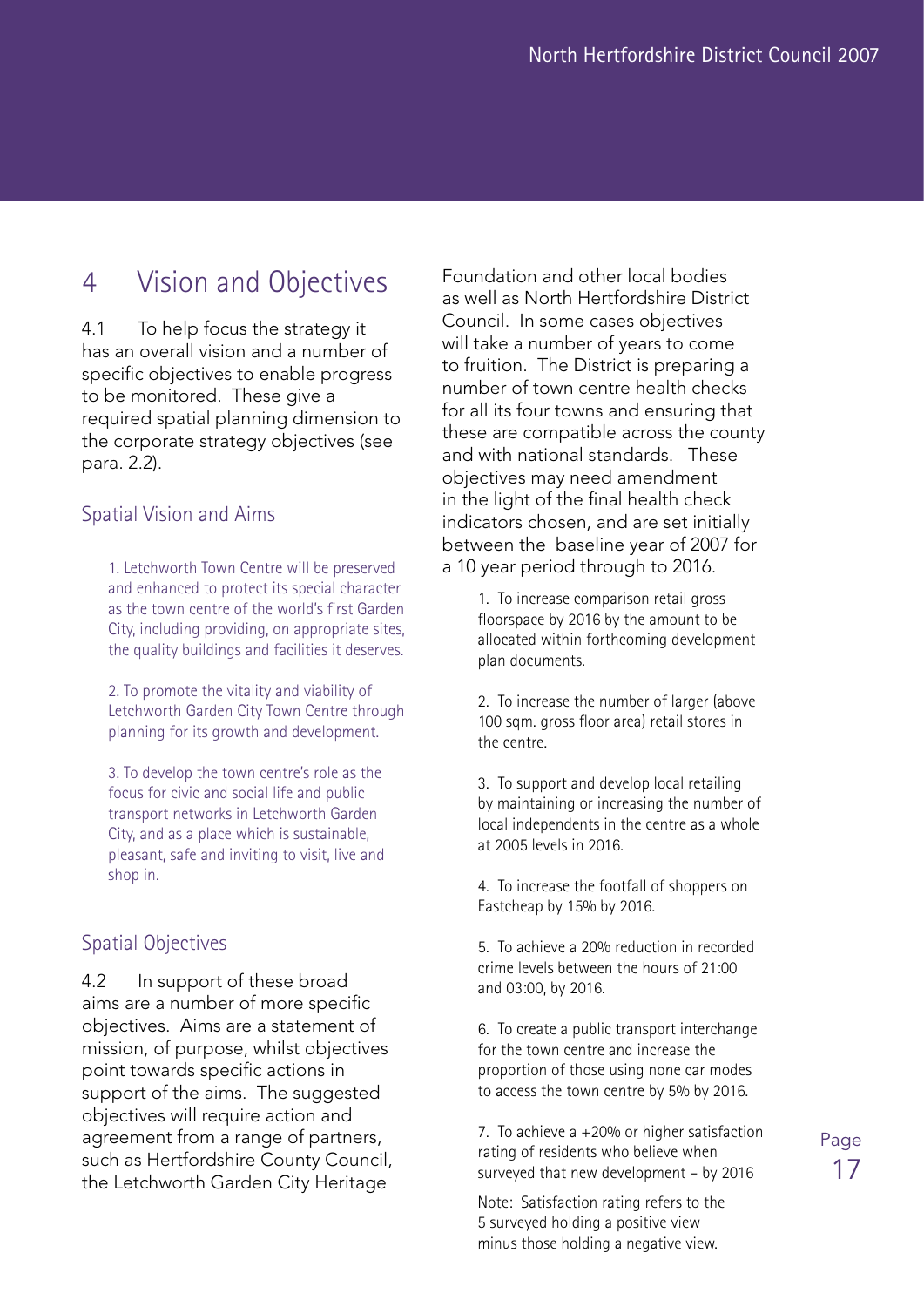# 4 Vision and Objectives

4.1 To help focus the strategy it has an overall vision and a number of specific objectives to enable progress to be monitored. These give a required spatial planning dimension to the corporate strategy objectives (see para. 2.2).

## Spatial Vision and Aims

1. Letchworth Town Centre will be preserved and enhanced to protect its special character as the town centre of the world's first Garden City, including providing, on appropriate sites, the quality buildings and facilities it deserves.

2. To promote the vitality and viability of Letchworth Garden City Town Centre through planning for its growth and development.

3. To develop the town centre's role as the focus for civic and social life and public transport networks in Letchworth Garden City, and as a place which is sustainable, pleasant, safe and inviting to visit, live and shop in.

## Spatial Objectives

4.2 In support of these broad aims are a number of more specific objectives. Aims are a statement of mission, of purpose, whilst objectives point towards specific actions in support of the aims. The suggested objectives will require action and agreement from a range of partners, such as Hertfordshire County Council, the Letchworth Garden City Heritage Foundation and other local bodies as well as North Hertfordshire District Council. In some cases objectives will take a number of years to come to fruition. The District is preparing a number of town centre health checks for all its four towns and ensuring that these are compatible across the county and with national standards. These objectives may need amendment in the light of the final health check indicators chosen, and are set initially between the baseline year of 2007 for a 10 year period through to 2016.

1. To increase comparison retail gross floorspace by 2016 by the amount to be allocated within forthcoming development plan documents.

2. To increase the number of larger (above 100 sqm. gross floor area) retail stores in the centre.

3. To support and develop local retailing by maintaining or increasing the number of local independents in the centre as a whole at 2005 levels in 2016.

4. To increase the footfall of shoppers on Eastcheap by 15% by 2016.

5. To achieve a 20% reduction in recorded crime levels between the hours of 21:00 and 03:00, by 2016.

6. To create a public transport interchange for the town centre and increase the proportion of those using none car modes to access the town centre by 5% by 2016.

7. To achieve a +20% or higher satisfaction rating of residents who believe when surveyed that new development – by 2016

Note: Satisfaction rating refers to the 5 surveyed holding a positive view minus those holding a negative view.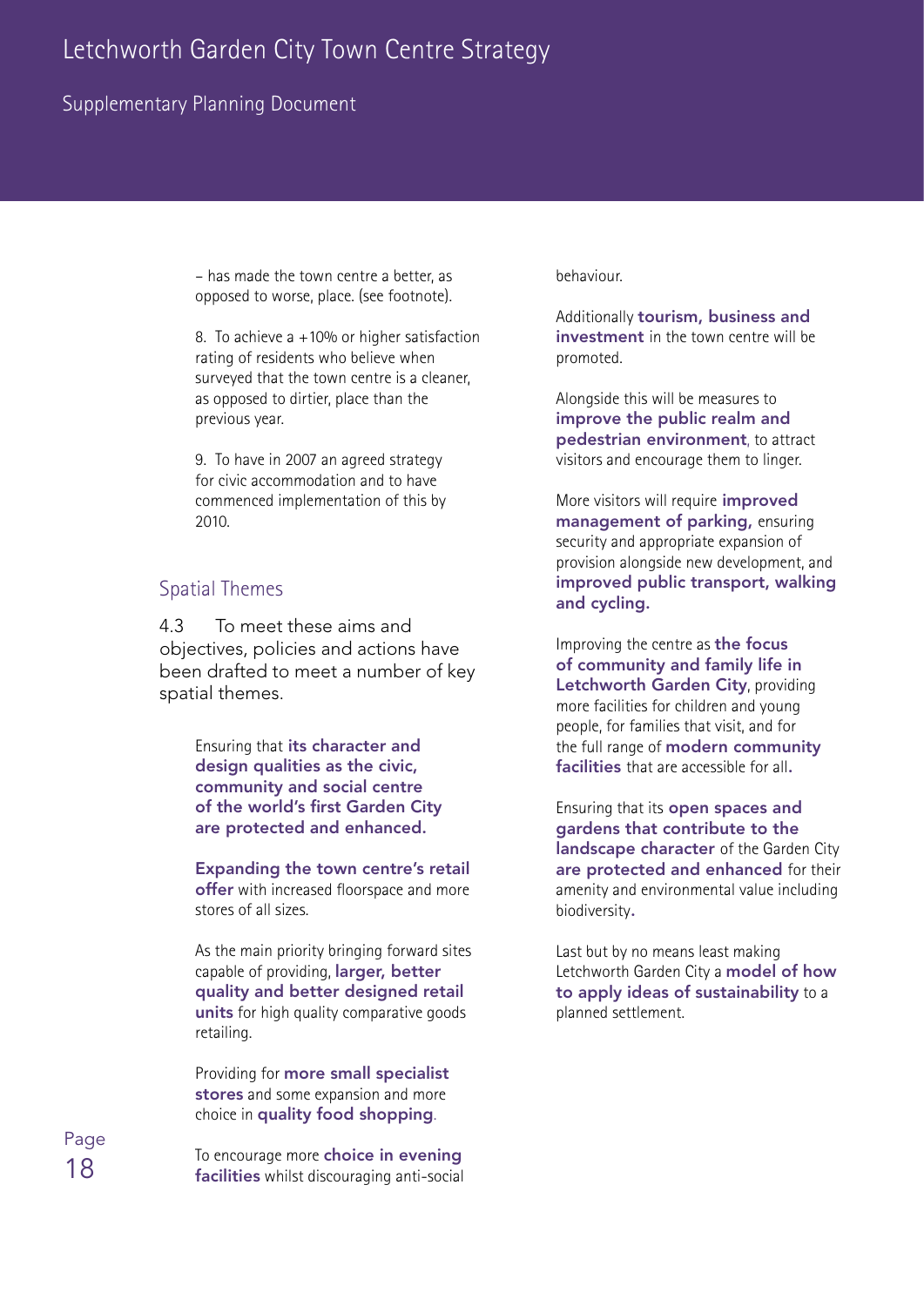– has made the town centre a better, as opposed to worse, place. (see footnote).

8. To achieve a +10% or higher satisfaction rating of residents who believe when surveyed that the town centre is a cleaner, as opposed to dirtier, place than the previous year.

9. To have in 2007 an agreed strategy for civic accommodation and to have commenced implementation of this by 2010.

## Spatial Themes

4.3 To meet these aims and objectives, policies and actions have been drafted to meet a number of key spatial themes.

Ensuring that **its character and design qualities as the civic, community and social centre of the world's first Garden City are protected and enhanced.**

**Expanding the town centre's retail offer** with increased floorspace and more stores of all sizes.

As the main priority bringing forward sites capable of providing, **larger, better quality and better designed retail units** for high quality comparative goods retailing.

Providing for **more small specialist stores** and some expansion and more choice in **quality food shopping**.

To encourage more **choice in evening facilities** whilst discouraging anti-social behaviour.

Additionally **tourism, business and investment** in the town centre will be promoted.

Alongside this will be measures to **improve the public realm and pedestrian environment**, to attract visitors and encourage them to linger.

More visitors will require **improved management of parking,** ensuring security and appropriate expansion of provision alongside new development, and **improved public transport, walking and cycling.**

Improving the centre as **the focus of community and family life in Letchworth Garden City**, providing more facilities for children and young people, for families that visit, and for the full range of **modern community facilities** that are accessible for all.

Ensuring that its **open spaces and gardens that contribute to the landscape character** of the Garden City **are protected and enhanced** for their amenity and environmental value including biodiversity.

Last but by no means least making Letchworth Garden City a **model of how to apply ideas of sustainability** to a planned settlement.